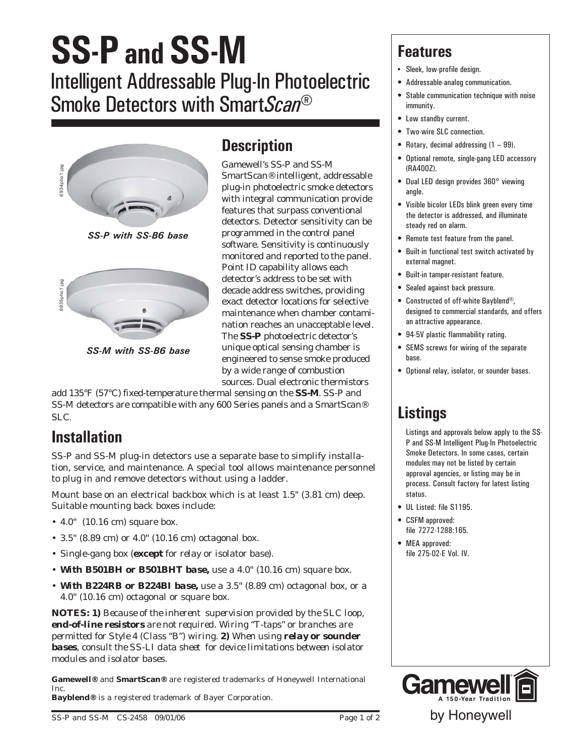# SS-P and SS-M

## Intelligent Addressable Plug-In Photoelectric Smoke Detectors with Smart*Scan*®

*SS-P with SS-B6 base*

*SS-M with SS-B6 base*

## Description

Gamewell's SS-P and SS-M SmartScan® intelligent, addressable plug-in photoelectric smoke detectors with integral communication provide features that surpass conventional detectors. Detector sensitivity can be programmed in the control panel software. Sensitivity is continuously monitored and reported to the panel. Point ID capability allows each detector's address to be set with decade address switches, providing exact detector locations for selective maintenance when chamber contamination reaches an unacceptable level. The **SS-P** photoelectric detector's unique optical sensing chamber is engineered to sense smoke produced by a wide range of combustion sources. Dual electronic thermistors add 135°F (57°C) fixed-temperature thermal sensing on the **SS-M**. SS-P and SS-M detectors are compatible with any 600 Series panels and a SmartScan® SLC.

## Installation

SS-P and SS-M plug-in detectors use a separate base to simplify installation, service, and maintenance. A special tool allows maintenance personnel to plug in and remove detectors without using a ladder.

Mount base on an electrical backbox which is at least 1.5" (3.81 cm) deep. Suitable mounting back boxes include:

- 4.0" (10.16 cm) square box.
- 3.5" (8.89 cm) or 4.0" (10.16 cm) octagonal box.
- Single-gang box (**except** for relay or isolator base).
- ***With B501BH or B501BHT base,*** use a 4.0" (10.16 cm) square box.
- ***With B224RB or B224BI base,*** use a 3.5" (8.89 cm) octagonal box, or a 4.0" (10.16 cm) octagonal or square box.

***NOTES: 1)*** *Because of the inherent supervision provided by the SLC loop,* ***end-of-line resistors*** *are not required. Wiring "T-taps" or branches are permitted for Style 4 (Class "B") wiring.* ***2)*** *When using* ***relay or sounder bases****, consult the SS-LI data sheet for device limitations between isolator modules and isolator bases.*

**Gamewell®** and **SmartScan®** are registered trademarks of Honeywell International Inc.
**Bayblend®** is a registered trademark of Bayer Corporation.

SS-P and SS-M CS-2458 09/01/06

## Features

- Sleek, low-profile design.
- Addressable-analog communication.
- Stable communication technique with noise immunity.
- Low standby current.
- Two-wire SLC connection.
- Rotary, decimal addressing (1 – 99).
- Optional remote, single-gang LED accessory (RA400Z).
- Dual LED design provides 360° viewing angle.
- Visible bicolor LEDs blink green every time the detector is addressed, and illuminate steady red on alarm.
- Remote test feature from the panel.
- Built-in functional test switch activated by external magnet.
- Built-in tamper-resistant feature.
- Sealed against back pressure.
- Constructed of off-white Bayblend®, designed to commercial standards, and offers an attractive appearance.
- 94-5V plastic flammability rating.
- SEMS screws for wiring of the separate base.
- Optional relay, isolator, or sounder bases.

## Listings

Listings and approvals below apply to the SS-P and SS-M Intelligent Plug-In Photoelectric Smoke Detectors. In some cases, certain modules may not be listed by certain approval agencies, or listing may be in process. Consult factory for latest listing status.

- UL Listed: file S1195.
- CSFM approved: file 7272-1288:165.
- MEA approved: file 275-02-E Vol. IV.

Gamewell
A 150-Year Tradition
by Honeywell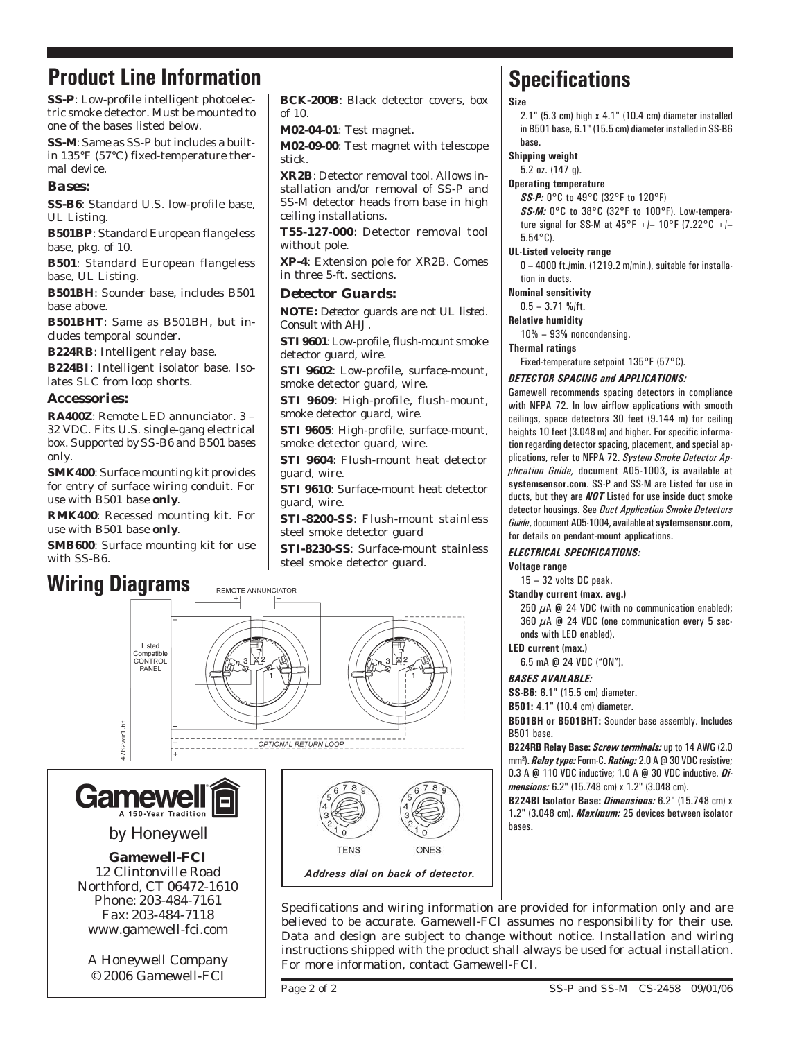## Product Line Information

**SS-P**: Low-profile intelligent photoelectric smoke detector. Must be mounted to one of the bases listed below.

**SS-M**: Same as SS-P but includes a built-in 135°F (57°C) fixed-temperature thermal device.

### Bases:

**SS-B6**: Standard U.S. low-profile base, UL Listing.

**B501BP**: Standard European flangeless base, pkg. of 10.

**B501**: Standard European flangeless base, UL Listing.

**B501BH**: Sounder base, includes B501 base above.

**B501BHT**: Same as B501BH, but includes temporal sounder.

**B224RB**: Intelligent relay base.

**B224BI**: Intelligent isolator base. Isolates SLC from loop shorts.

### Accessories:

**RA400Z**: Remote LED annunciator. 3 – 32 VDC. Fits U.S. single-gang electrical box. Supported by SS-B6 and B501 bases only.

**SMK400**: Surface mounting kit provides for entry of surface wiring conduit. For use with B501 base **only**.

**RMK400**: Recessed mounting kit. For use with B501 base **only**.

**SMB600**: Surface mounting kit for use with SS-B6.

**BCK-200B**: Black detector covers, box of 10.

**M02-04-01**: Test magnet.

**M02-09-00**: Test magnet with telescope stick.

**XR2B**: Detector removal tool. Allows installation and/or removal of SS-P and SS-M detector heads from base in high ceiling installations.

**T55-127-000**: Detector removal tool without pole.

**XP-4**: Extension pole for XR2B. Comes in three 5-ft. sections.

### Detector Guards:

**NOTE:** *Detector guards are not UL listed. Consult with AHJ.*

**STI 9601**: Low-profile, flush-mount smoke detector guard, wire.

**STI 9602**: Low-profile, surface-mount, smoke detector guard, wire.

**STI 9609**: High-profile, flush-mount, smoke detector guard, wire.

**STI 9605**: High-profile, surface-mount, smoke detector guard, wire.

**STI 9604**: Flush-mount heat detector guard, wire.

**STI 9610**: Surface-mount heat detector guard, wire.

**STI-8200-SS**: Flush-mount stainless steel smoke detector guard

**STI-8230-SS**: Surface-mount stainless steel smoke detector guard.

## Wiring Diagrams

REMOTE ANNUNCIATOR

+ –

Listed Compatible CONTROL PANEL

3 2 1

OPTIONAL RETURN LOOP

4762wir1.tif

TENS ONES

*Address dial on back of detector.*

**Gamewell**

A 150-Year Tradition

by Honeywell

**Gamewell-FCI**
12 Clintonville Road
Northford, CT 06472-1610
Phone: 203-484-7161
Fax: 203-484-7118
www.gamewell-fci.com

A Honeywell Company
© 2006 Gamewell-FCI

## Specifications

**Size**

2.1" (5.3 cm) high x 4.1" (10.4 cm) diameter installed in B501 base, 6.1" (15.5 cm) diameter installed in SS-B6 base.

**Shipping weight**

5.2 oz. (147 g).

**Operating temperature**

***SS-P:*** 0°C to 49°C (32°F to 120°F)

***SS-M:*** 0°C to 38°C (32°F to 100°F). Low-temperature signal for SS-M at 45°F +/– 10°F (7.22°C +/– 5.54°C).

**UL-Listed velocity range**

0 – 4000 ft./min. (1219.2 m/min.), suitable for installation in ducts.

**Nominal sensitivity**

0.5 – 3.71 %/ft.

**Relative humidity**

10% – 93% noncondensing.

**Thermal ratings**

Fixed-temperature setpoint 135°F (57°C).

***DETECTOR SPACING and APPLICATIONS:***

Gamewell recommends spacing detectors in compliance with NFPA 72. In low airflow applications with smooth ceilings, space detectors 30 feet (9.144 m) for ceiling heights 10 feet (3.048 m) and higher. For specific information regarding detector spacing, placement, and special applications, refer to NFPA 72. *System Smoke Detector Application Guide,* document A05-1003, is available at **systemsensor.com**. SS-P and SS-M are Listed for use in ducts, but they are ***NOT*** Listed for use inside duct smoke detector housings. See *Duct Application Smoke Detectors Guide*, document A05-1004, available at **systemsensor.com,** for details on pendant-mount applications.

***ELECTRICAL SPECIFICATIONS:***

**Voltage range**

15 – 32 volts DC peak.

**Standby current (max. avg.)**

250 $\mu$A @ 24 VDC (with no communication enabled); 360 $\mu$A @ 24 VDC (one communication every 5 seconds with LED enabled).

**LED current (max.)**

6.5 mA @ 24 VDC ("ON").

***BASES AVAILABLE:***

**SS-B6:** 6.1" (15.5 cm) diameter.

**B501:** 4.1" (10.4 cm) diameter.

**B501BH or B501BHT:** Sounder base assembly. Includes B501 base.

**B224RB Relay Base:** ***Screw terminals:*** up to 14 AWG (2.0 mm²). ***Relay type:*** Form-C. ***Rating:*** 2.0 A @ 30 VDC resistive; 0.3 A @ 110 VDC inductive; 1.0 A @ 30 VDC inductive. ***Dimensions:*** 6.2" (15.748 cm) x 1.2" (3.048 cm).

**B224BI Isolator Base:** ***Dimensions:*** 6.2" (15.748 cm) x 1.2" (3.048 cm). ***Maximum:*** 25 devices between isolator bases.

Specifications and wiring information are provided for information only and are believed to be accurate. Gamewell-FCI assumes no responsibility for their use. Data and design are subject to change without notice. Installation and wiring instructions shipped with the product shall always be used for actual installation. For more information, contact Gamewell-FCI.